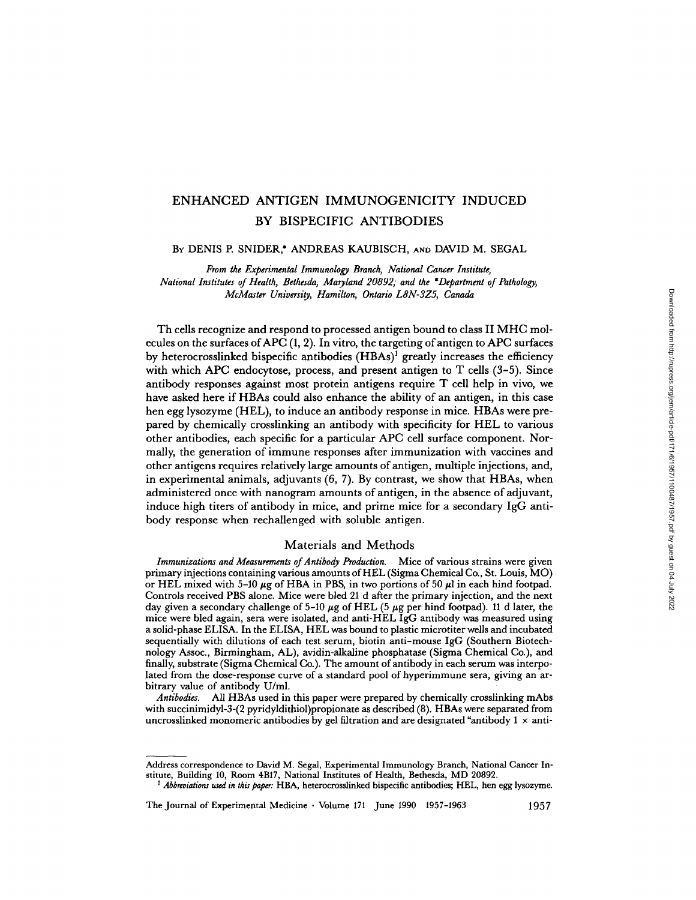# ENHANCED ANTIGEN IMMUNOGENICITY INDUCED BY BISPECIFIC ANTIBODIES

By DENIS P. SNIDER,* ANDREAS KAUBISCH, AND DAVID M. SEGAL

*From the Experimental Immunology Branch, National Cancer Institute, National Institutes of Health, Bethesda, Maryland 20892; and the \*Department of Pathology, McMaster University, Hamilton, Ontario L8N-3Z5, Canada*

Th cells recognize and respond to processed antigen bound to class II MHC molecules on the surfaces of APC (1, 2). In vitro, the targeting of antigen to APC surfaces by heterocrosslinked bispecific antibodies (HBAs)[1] greatly increases the efficiency with which APC endocytose, process, and present antigen to T cells (3–5). Since antibody responses against most protein antigens require T cell help in vivo, we have asked here if HBAs could also enhance the ability of an antigen, in this case hen egg lysozyme (HEL), to induce an antibody response in mice. HBAs were prepared by chemically crosslinking an antibody with specificity for HEL to various other antibodies, each specific for a particular APC cell surface component. Normally, the generation of immune responses after immunization with vaccines and other antigens requires relatively large amounts of antigen, multiple injections, and, in experimental animals, adjuvants (6, 7). By contrast, we show that HBAs, when administered once with nanogram amounts of antigen, in the absence of adjuvant, induce high titers of antibody in mice, and prime mice for a secondary IgG antibody response when rechallenged with soluble antigen.

## Materials and Methods

*Immunizations and Measurements of Antibody Production.* Mice of various strains were given primary injections containing various amounts of HEL (Sigma Chemical Co., St. Louis, MO) or HEL mixed with 5–10 μg of HBA in PBS, in two portions of 50 μl in each hind footpad. Controls received PBS alone. Mice were bled 21 d after the primary injection, and the next day given a secondary challenge of 5–10 μg of HEL (5 μg per hind footpad). 11 d later, the mice were bled again, sera were isolated, and anti-HEL IgG antibody was measured using a solid-phase ELISA. In the ELISA, HEL was bound to plastic microtiter wells and incubated sequentially with dilutions of each test serum, biotin anti-mouse IgG (Southern Biotechnology Assoc., Birmingham, AL), avidin-alkaline phosphatase (Sigma Chemical Co.), and finally, substrate (Sigma Chemical Co.). The amount of antibody in each serum was interpolated from the dose-response curve of a standard pool of hyperimmune sera, giving an arbitrary value of antibody U/ml.

*Antibodies.* All HBAs used in this paper were prepared by chemically crosslinking mAbs with succinimidyl-3-(2 pyridyldithiol)propionate as described (8). HBAs were separated from uncrosslinked monomeric antibodies by gel filtration and are designated "antibody 1 × anti-

---

Address correspondence to David M. Segal, Experimental Immunology Branch, National Cancer Institute, Building 10, Room 4B17, National Institutes of Health, Bethesda, MD 20892.

[1] *Abbreviations used in this paper:* HBA, heterocrosslinked bispecific antibodies; HEL, hen egg lysozyme.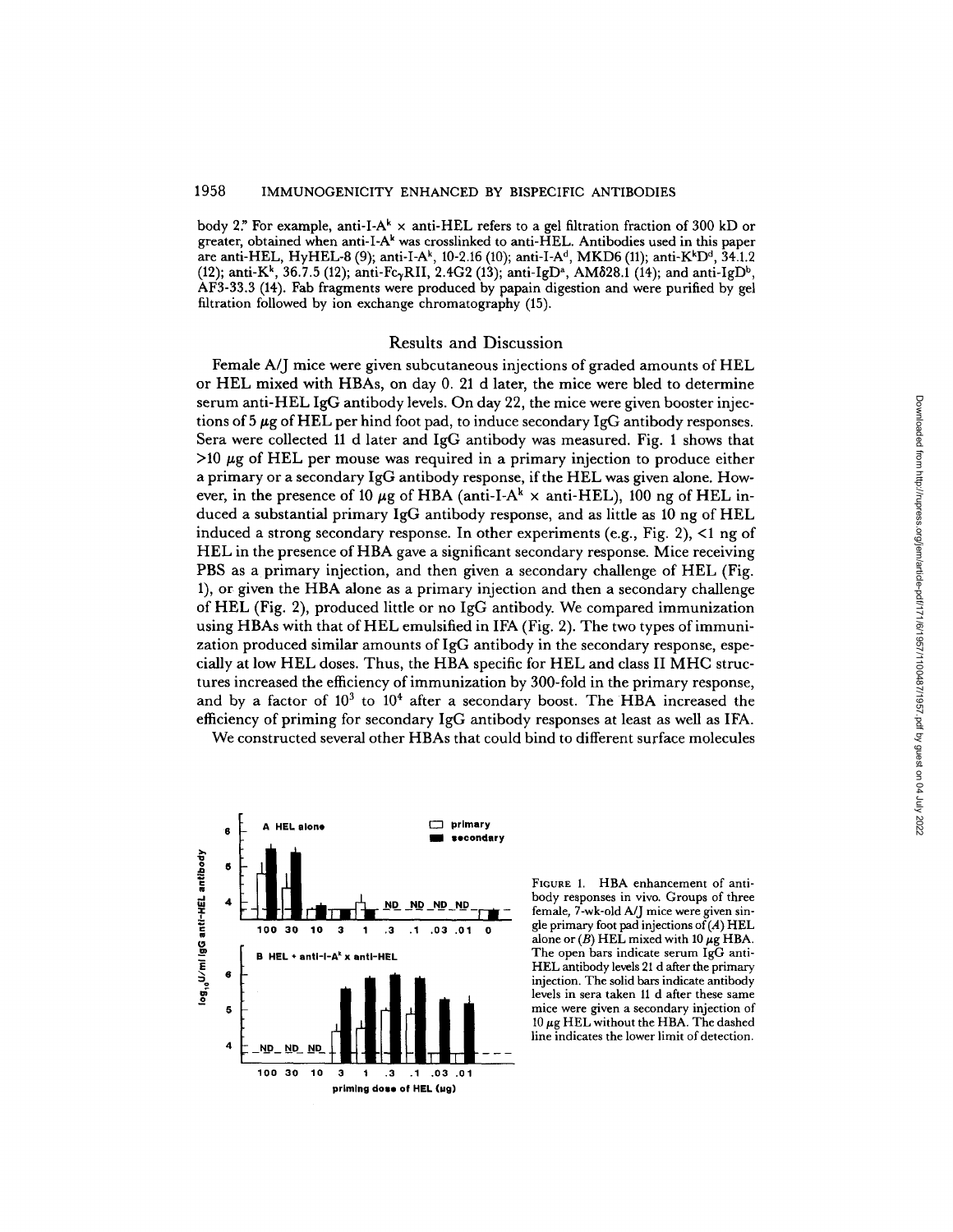body 2." For example, anti-I-A$^k$ × anti-HEL refers to a gel filtration fraction of 300 kD or greater, obtained when anti-I-A$^k$ was crosslinked to anti-HEL. Antibodies used in this paper are anti-HEL, HyHEL-8 (9); anti-I-A$^k$, 10-2.16 (10); anti-I-A$^d$, MKD6 (11); anti-K$^k$D$^d$, 34.1.2 (12); anti-K$^k$, 36.7.5 (12); anti-Fc$\gamma$RII, 2.4G2 (13); anti-IgD$^a$, AM$\delta$28.1 (14); and anti-IgD$^b$, AF3-33.3 (14). Fab fragments were produced by papain digestion and were purified by gel filtration followed by ion exchange chromatography (15).

## Results and Discussion

Female A/J mice were given subcutaneous injections of graded amounts of HEL or HEL mixed with HBAs, on day 0. 21 d later, the mice were bled to determine serum anti-HEL IgG antibody levels. On day 22, the mice were given booster injections of 5 μg of HEL per hind foot pad, to induce secondary IgG antibody responses. Sera were collected 11 d later and IgG antibody was measured. Fig. 1 shows that >10 μg of HEL per mouse was required in a primary injection to produce either a primary or a secondary IgG antibody response, if the HEL was given alone. However, in the presence of 10 μg of HBA (anti-I-A$^k$ × anti-HEL), 100 ng of HEL induced a substantial primary IgG antibody response, and as little as 10 ng of HEL induced a strong secondary response. In other experiments (e.g., Fig. 2), <1 ng of HEL in the presence of HBA gave a significant secondary response. Mice receiving PBS as a primary injection, and then given a secondary challenge of HEL (Fig. 1), or given the HBA alone as a primary injection and then a secondary challenge of HEL (Fig. 2), produced little or no IgG antibody. We compared immunization using HBAs with that of HEL emulsified in IFA (Fig. 2). The two types of immunization produced similar amounts of IgG antibody in the secondary response, especially at low HEL doses. Thus, the HBA specific for HEL and class II MHC structures increased the efficiency of immunization by 300-fold in the primary response, and by a factor of $10^3$ to $10^4$ after a secondary boost. The HBA increased the efficiency of priming for secondary IgG antibody responses at least as well as IFA.

We constructed several other HBAs that could bind to different surface molecules

FIGURE 1. HBA enhancement of antibody responses in vivo. Groups of three female, 7-wk-old A/J mice were given single primary foot pad injections of (*A*) HEL alone or (*B*) HEL mixed with 10 μg HBA. The open bars indicate serum IgG anti-HEL antibody levels 21 d after the primary injection. The solid bars indicate antibody levels in sera taken 11 d after these same mice were given a secondary injection of 10 μg HEL without the HBA. The dashed line indicates the lower limit of detection.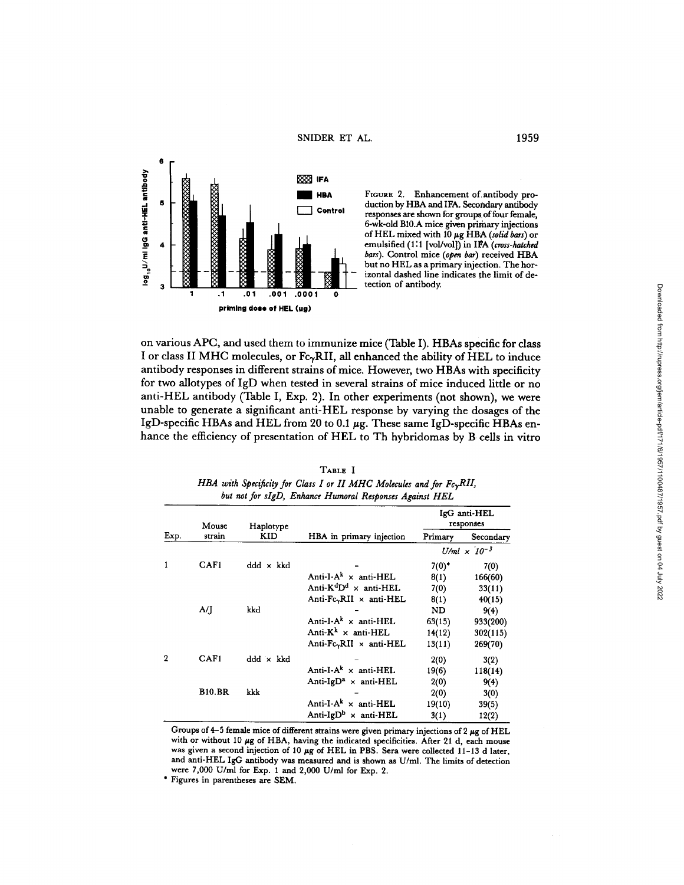FIGURE 2. Enhancement of antibody production by HBA and IFA. Secondary antibody responses are shown for groups of four female, 6-wk-old B10.A mice given primary injections of HEL mixed with 10 μg HBA (*solid bars*) or emulsified (1:1 [vol/vol]) in IFA (*cross-hatched bars*). Control mice (*open bar*) received HBA but no HEL as a primary injection. The horizontal dashed line indicates the limit of detection of antibody.

on various APC, and used them to immunize mice (Table I). HBAs specific for class I or class II MHC molecules, or $Fc_{\gamma}RII$, all enhanced the ability of HEL to induce antibody responses in different strains of mice. However, two HBAs with specificity for two allotypes of IgD when tested in several strains of mice induced little or no anti-HEL antibody (Table I, Exp. 2). In other experiments (not shown), we were unable to generate a significant anti-HEL response by varying the dosages of the IgD-specific HBAs and HEL from 20 to 0.1 μg. These same IgD-specific HBAs enhance the efficiency of presentation of HEL to Th hybridomas by B cells in vitro

TABLE I

*HBA with Specificity for Class I or II MHC Molecules and for $Fc_{\gamma}RII$, but not for sIgD, Enhance Humoral Responses Against HEL*

| Exp. | Mouse strain | Haplotype KID | HBA in primary injection | IgG anti-HEL responses | |
|---|---|---|---|---|---|
| | | | | Primary | Secondary |
| | | | | $U/ml \times 10^{-3}$ | |
| 1 | CAF1 | ddd × kkd | - | 7(0)* | 7(0) |
| | | | Anti-I-$A^k$ × anti-HEL | 8(1) | 166(60) |
| | | | Anti-$K^dD^d$ × anti-HEL | 7(0) | 33(11) |
| | | | Anti-$Fc_{\gamma}RII$ × anti-HEL | 8(1) | 40(15) |
| | A/J | kkd | - | ND | 9(4) |
| | | | Anti-I-$A^k$ × anti-HEL | 63(15) | 933(200) |
| | | | Anti-$K^k$ × anti-HEL | 14(12) | 302(115) |
| | | | Anti-$Fc_{\gamma}RII$ × anti-HEL | 13(11) | 269(70) |
| 2 | CAF1 | ddd × kkd | - | 2(0) | 3(2) |
| | | | Anti-I-$A^k$ × anti-HEL | 19(6) | 118(14) |
| | | | Anti-$IgD^a$ × anti-HEL | 2(0) | 9(4) |
| | B10.BR | kkk | - | 2(0) | 3(0) |
| | | | Anti-I-$A^k$ × anti-HEL | 19(10) | 39(5) |
| | | | Anti-$IgD^b$ × anti-HEL | 3(1) | 12(2) |

Groups of 4–5 female mice of different strains were given primary injections of 2 μg of HEL with or without 10 μg of HBA, having the indicated specificities. After 21 d, each mouse was given a second injection of 10 μg of HEL in PBS. Sera were collected 11–13 d later, and anti-HEL IgG antibody was measured and is shown as U/ml. The limits of detection were 7,000 U/ml for Exp. 1 and 2,000 U/ml for Exp. 2.

\* Figures in parentheses are SEM.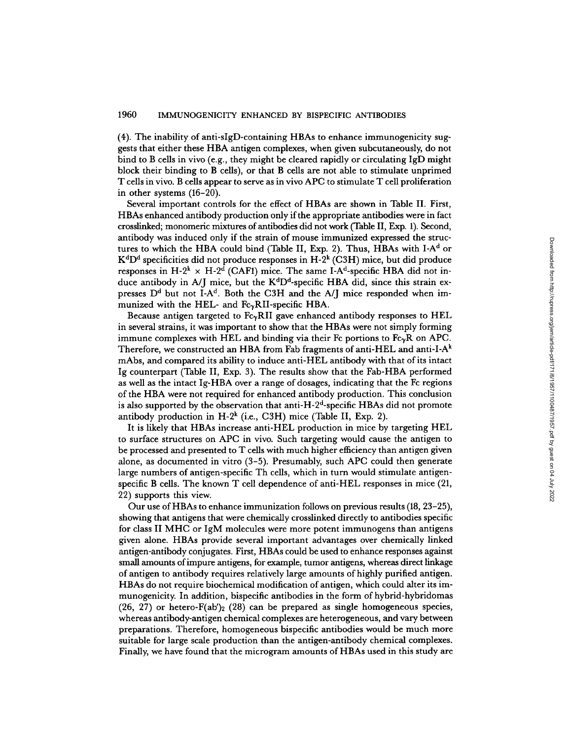(4). The inability of anti-sIgD-containing HBAs to enhance immunogenicity suggests that either these HBA antigen complexes, when given subcutaneously, do not bind to B cells in vivo (e.g., they might be cleared rapidly or circulating IgD might block their binding to B cells), or that B cells are not able to stimulate unprimed T cells in vivo. B cells appear to serve as in vivo APC to stimulate T cell proliferation in other systems (16–20).

Several important controls for the effect of HBAs are shown in Table II. First, HBAs enhanced antibody production only if the appropriate antibodies were in fact crosslinked; monomeric mixtures of antibodies did not work (Table II, Exp. 1). Second, antibody was induced only if the strain of mouse immunized expressed the structures to which the HBA could bind (Table II, Exp. 2). Thus, HBAs with I-$A^d$ or $K^dD^d$ specificities did not produce responses in H-$2^k$ (C3H) mice, but did produce responses in H-$2^k$ × H-$2^d$ (CAF1) mice. The same I-$A^d$-specific HBA did not induce antibody in A/J mice, but the $K^dD^d$-specific HBA did, since this strain expresses $D^d$ but not I-$A^d$. Both the C3H and the A/J mice responded when immunized with the HEL- and $Fc_{\gamma}$RII-specific HBA.

Because antigen targeted to $Fc_{\gamma}$RII gave enhanced antibody responses to HEL in several strains, it was important to show that the HBAs were not simply forming immune complexes with HEL and binding via their Fc portions to $Fc_{\gamma}$R on APC. Therefore, we constructed an HBA from Fab fragments of anti-HEL and anti-I-$A^k$ mAbs, and compared its ability to induce anti-HEL antibody with that of its intact Ig counterpart (Table II, Exp. 3). The results show that the Fab-HBA performed as well as the intact Ig-HBA over a range of dosages, indicating that the Fc regions of the HBA were not required for enhanced antibody production. This conclusion is also supported by the observation that anti-H-$2^d$-specific HBAs did not promote antibody production in H-$2^k$ (i.e., C3H) mice (Table II, Exp. 2).

It is likely that HBAs increase anti-HEL production in mice by targeting HEL to surface structures on APC in vivo. Such targeting would cause the antigen to be processed and presented to T cells with much higher efficiency than antigen given alone, as documented in vitro (3–5). Presumably, such APC could then generate large numbers of antigen-specific Th cells, which in turn would stimulate antigen-specific B cells. The known T cell dependence of anti-HEL responses in mice (21, 22) supports this view.

Our use of HBAs to enhance immunization follows on previous results (18, 23–25), showing that antigens that were chemically crosslinked directly to antibodies specific for class II MHC or IgM molecules were more potent immunogens than antigens given alone. HBAs provide several important advantages over chemically linked antigen-antibody conjugates. First, HBAs could be used to enhance responses against small amounts of impure antigens, for example, tumor antigens, whereas direct linkage of antigen to antibody requires relatively large amounts of highly purified antigen. HBAs do not require biochemical modification of antigen, which could alter its immunogenicity. In addition, bispecific antibodies in the form of hybrid-hybridomas (26, 27) or hetero-$F(ab')_2$ (28) can be prepared as single homogeneous species, whereas antibody-antigen chemical complexes are heterogeneous, and vary between preparations. Therefore, homogeneous bispecific antibodies would be much more suitable for large scale production than the antigen-antibody chemical complexes. Finally, we have found that the microgram amounts of HBAs used in this study are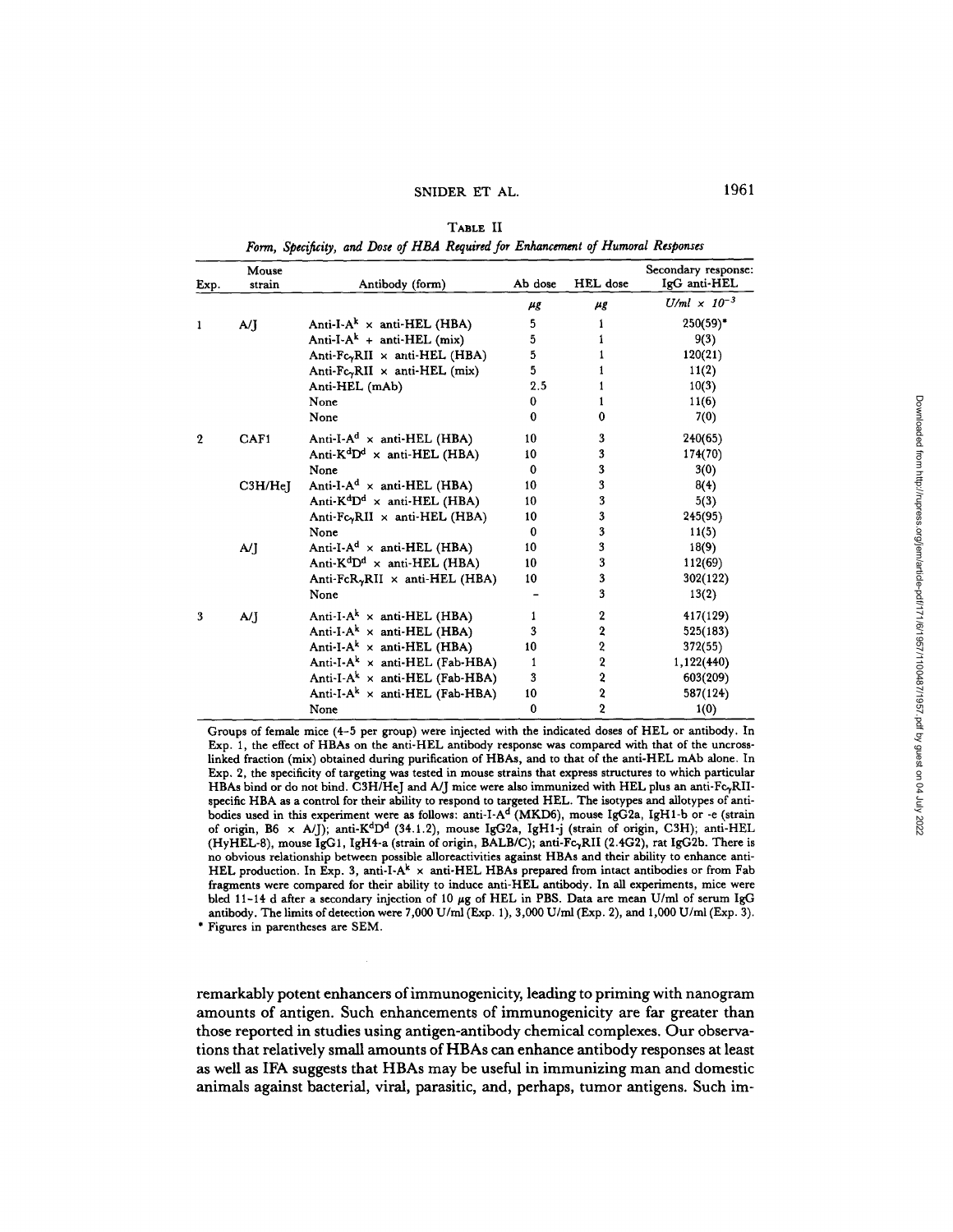TABLE II

*Form, Specificity, and Dose of HBA Required for Enhancement of Humoral Responses*

| Exp. | Mouse strain | Antibody (form) | Ab dose | HEL dose | Secondary response: IgG anti-HEL |
|---|---|---|---|---|---|
| | | | $\mu g$ | $\mu g$ | $U/ml \times 10^{-3}$ |
| 1 | A/J | Anti-I-$A^k$ × anti-HEL (HBA) | 5 | 1 | 250(59)* |
| | | Anti-I-$A^k$ + anti-HEL (mix) | 5 | 1 | 9(3) |
| | | Anti-$Fc_\gamma$RII × anti-HEL (HBA) | 5 | 1 | 120(21) |
| | | Anti-$Fc_\gamma$RII × anti-HEL (mix) | 5 | 1 | 11(2) |
| | | Anti-HEL (mAb) | 2.5 | 1 | 10(3) |
| | | None | 0 | 1 | 11(6) |
| | | None | 0 | 0 | 7(0) |
| 2 | CAF1 | Anti-I-$A^d$ × anti-HEL (HBA) | 10 | 3 | 240(65) |
| | | Anti-$K^dD^d$ × anti-HEL (HBA) | 10 | 3 | 174(70) |
| | | None | 0 | 3 | 3(0) |
| | C3H/HeJ | Anti-I-$A^d$ × anti-HEL (HBA) | 10 | 3 | 8(4) |
| | | Anti-$K^dD^d$ × anti-HEL (HBA) | 10 | 3 | 5(3) |
| | | Anti-$Fc_\gamma$RII × anti-HEL (HBA) | 10 | 3 | 245(95) |
| | | None | 0 | 3 | 11(5) |
| | A/J | Anti-I-$A^d$ × anti-HEL (HBA) | 10 | 3 | 18(9) |
| | | Anti-$K^dD^d$ × anti-HEL (HBA) | 10 | 3 | 112(69) |
| | | Anti-$FcR_\gamma$RII × anti-HEL (HBA) | 10 | 3 | 302(122) |
| | | None | – | 3 | 13(2) |
| 3 | A/J | Anti-I-$A^k$ × anti-HEL (HBA) | 1 | 2 | 417(129) |
| | | Anti-I-$A^k$ × anti-HEL (HBA) | 3 | 2 | 525(183) |
| | | Anti-I-$A^k$ × anti-HEL (HBA) | 10 | 2 | 372(55) |
| | | Anti-I-$A^k$ × anti-HEL (Fab-HBA) | 1 | 2 | 1,122(440) |
| | | Anti-I-$A^k$ × anti-HEL (Fab-HBA) | 3 | 2 | 603(209) |
| | | Anti-I-$A^k$ × anti-HEL (Fab-HBA) | 10 | 2 | 587(124) |
| | | None | 0 | 2 | 1(0) |

Groups of female mice (4–5 per group) were injected with the indicated doses of HEL or antibody. In Exp. 1, the effect of HBAs on the anti-HEL antibody response was compared with that of the uncrosslinked fraction (mix) obtained during purification of HBAs, and to that of the anti-HEL mAb alone. In Exp. 2, the specificity of targeting was tested in mouse strains that express structures to which particular HBAs bind or do not bind. C3H/HeJ and A/J mice were also immunized with HEL plus an anti-$Fc_\gamma$RII-specific HBA as a control for their ability to respond to targeted HEL. The isotypes and allotypes of antibodies used in this experiment were as follows: anti-I-$A^d$ (MKD6), mouse IgG2a, IgH1-b or -e (strain of origin, B6 × A/J); anti-$K^dD^d$ (34.1.2), mouse IgG2a, IgH1-j (strain of origin, C3H); anti-HEL (HyHEL-8), mouse IgG1, IgH4-a (strain of origin, BALB/C); anti-$Fc_\gamma$RII (2.4G2), rat IgG2b. There is no obvious relationship between possible alloreactivities against HBAs and their ability to enhance anti-HEL production. In Exp. 3, anti-I-$A^k$ × anti-HEL HBAs prepared from intact antibodies or from Fab fragments were compared for their ability to induce anti-HEL antibody. In all experiments, mice were bled 11–14 d after a secondary injection of 10 $\mu g$ of HEL in PBS. Data are mean U/ml of serum IgG antibody. The limits of detection were 7,000 U/ml (Exp. 1), 3,000 U/ml (Exp. 2), and 1,000 U/ml (Exp. 3).

\* Figures in parentheses are SEM.

remarkably potent enhancers of immunogenicity, leading to priming with nanogram amounts of antigen. Such enhancements of immunogenicity are far greater than those reported in studies using antigen-antibody chemical complexes. Our observations that relatively small amounts of HBAs can enhance antibody responses at least as well as IFA suggests that HBAs may be useful in immunizing man and domestic animals against bacterial, viral, parasitic, and, perhaps, tumor antigens. Such im-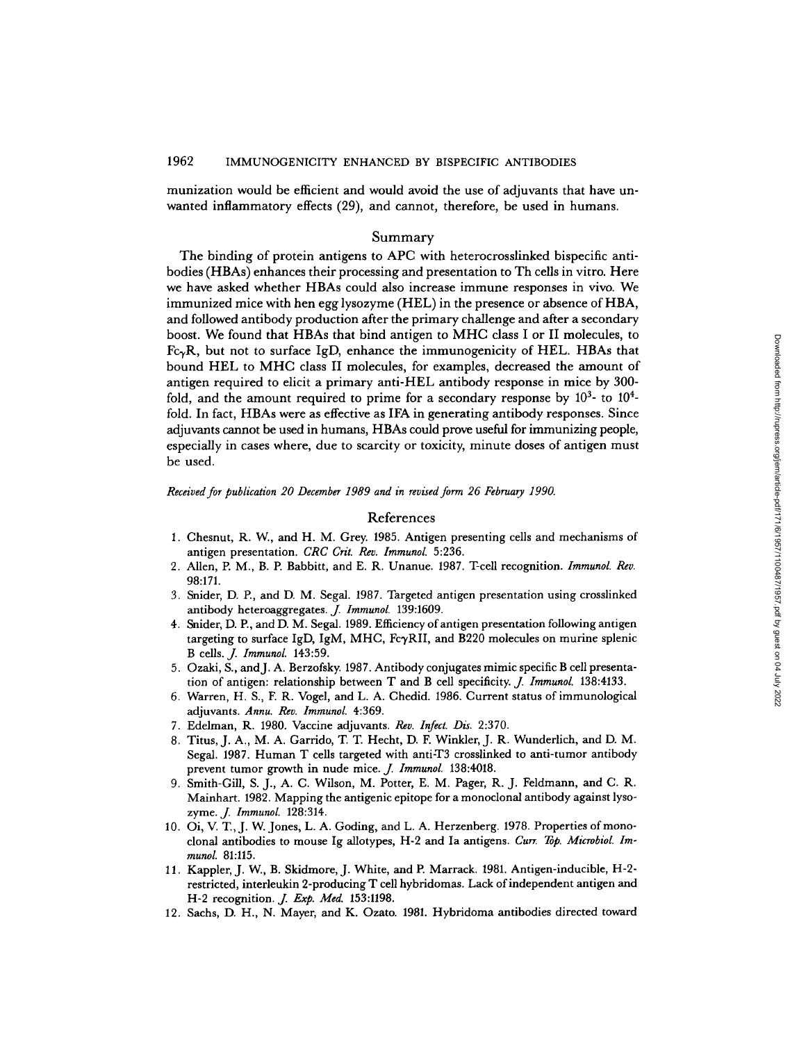munization would be efficient and would avoid the use of adjuvants that have unwanted inflammatory effects (29), and cannot, therefore, be used in humans.

## Summary

The binding of protein antigens to APC with heterocrosslinked bispecific antibodies (HBAs) enhances their processing and presentation to Th cells in vitro. Here we have asked whether HBAs could also increase immune responses in vivo. We immunized mice with hen egg lysozyme (HEL) in the presence or absence of HBA, and followed antibody production after the primary challenge and after a secondary boost. We found that HBAs that bind antigen to MHC class I or II molecules, to $Fc\gamma R$, but not to surface IgD, enhance the immunogenicity of HEL. HBAs that bound HEL to MHC class II molecules, for examples, decreased the amount of antigen required to elicit a primary anti-HEL antibody response in mice by 300-fold, and the amount required to prime for a secondary response by $10^3$- to $10^4$-fold. In fact, HBAs were as effective as IFA in generating antibody responses. Since adjuvants cannot be used in humans, HBAs could prove useful for immunizing people, especially in cases where, due to scarcity or toxicity, minute doses of antigen must be used.

*Received for publication 20 December 1989 and in revised form 26 February 1990.*

## References

1. Chesnut, R. W., and H. M. Grey. 1985. Antigen presenting cells and mechanisms of antigen presentation. *CRC Crit. Rev. Immunol.* 5:236.
2. Allen, P. M., B. P. Babbitt, and E. R. Unanue. 1987. T-cell recognition. *Immunol. Rev.* 98:171.
3. Snider, D. P., and D. M. Segal. 1987. Targeted antigen presentation using crosslinked antibody heteroaggregates. *J. Immunol.* 139:1609.
4. Snider, D. P., and D. M. Segal. 1989. Efficiency of antigen presentation following antigen targeting to surface IgD, IgM, MHC, FcγRII, and B220 molecules on murine splenic B cells. *J. Immunol.* 143:59.
5. Ozaki, S., and J. A. Berzofsky. 1987. Antibody conjugates mimic specific B cell presentation of antigen: relationship between T and B cell specificity. *J. Immunol.* 138:4133.
6. Warren, H. S., F. R. Vogel, and L. A. Chedid. 1986. Current status of immunological adjuvants. *Annu. Rev. Immunol.* 4:369.
7. Edelman, R. 1980. Vaccine adjuvants. *Rev. Infect. Dis.* 2:370.
8. Titus, J. A., M. A. Garrido, T. T. Hecht, D. F. Winkler, J. R. Wunderlich, and D. M. Segal. 1987. Human T cells targeted with anti-T3 crosslinked to anti-tumor antibody prevent tumor growth in nude mice. *J. Immunol.* 138:4018.
9. Smith-Gill, S. J., A. C. Wilson, M. Potter, E. M. Pager, R. J. Feldmann, and C. R. Mainhart. 1982. Mapping the antigenic epitope for a monoclonal antibody against lysozyme. *J. Immunol.* 128:314.
10. Oi, V. T., J. W. Jones, L. A. Goding, and L. A. Herzenberg. 1978. Properties of monoclonal antibodies to mouse Ig allotypes, H-2 and Ia antigens. *Curr. Top. Microbiol. Immunol.* 81:115.
11. Kappler, J. W., B. Skidmore, J. White, and P. Marrack. 1981. Antigen-inducible, H-2-restricted, interleukin 2-producing T cell hybridomas. Lack of independent antigen and H-2 recognition. *J. Exp. Med.* 153:1198.
12. Sachs, D. H., N. Mayer, and K. Ozato. 1981. Hybridoma antibodies directed toward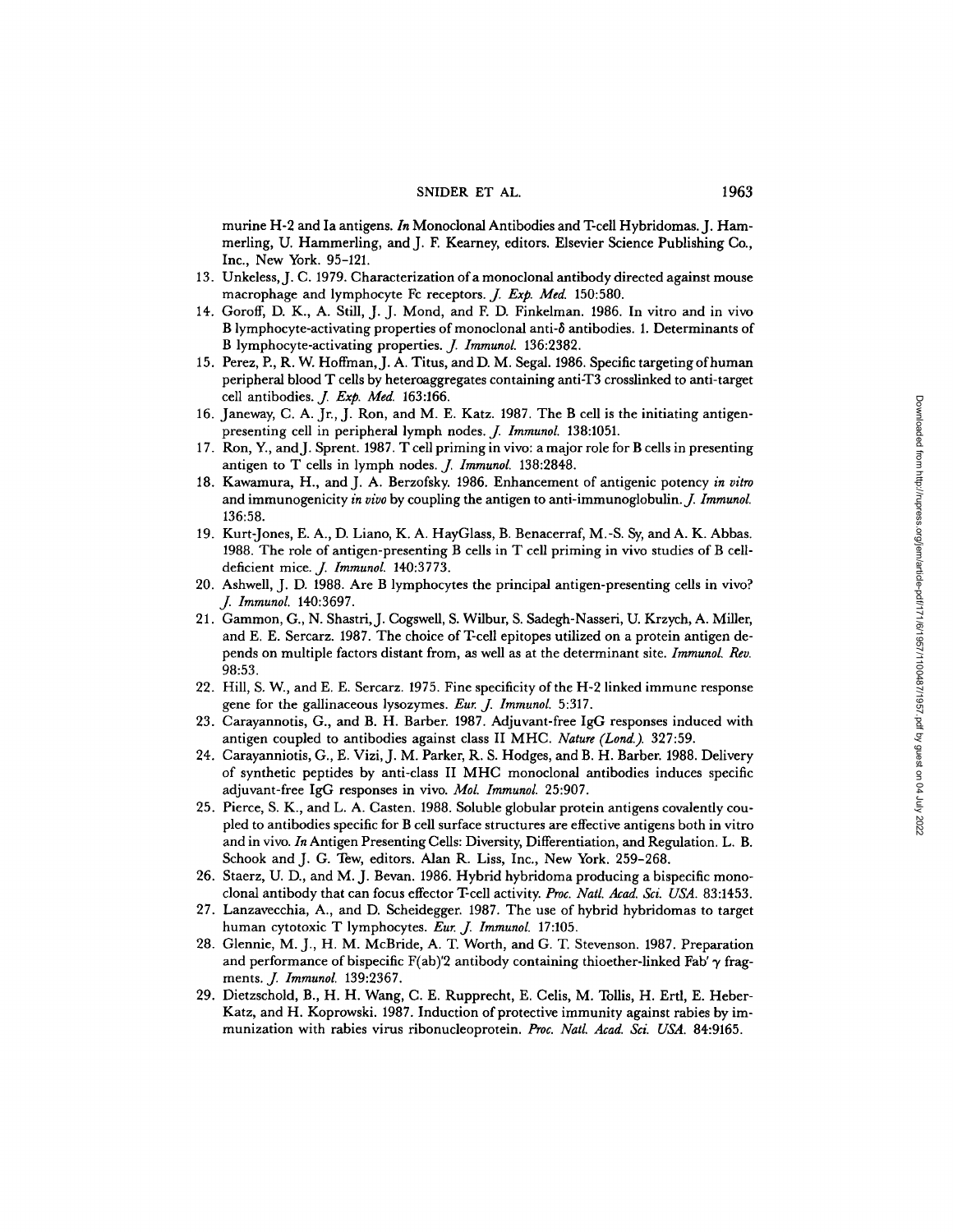murine H-2 and Ia antigens. *In* Monoclonal Antibodies and T-cell Hybridomas. J. Hammerling, U. Hammerling, and J. F. Kearney, editors. Elsevier Science Publishing Co., Inc., New York. 95-121.

13. Unkeless, J. C. 1979. Characterization of a monoclonal antibody directed against mouse macrophage and lymphocyte Fc receptors. *J. Exp. Med.* 150:580.
14. Goroff, D. K., A. Still, J. J. Mond, and F. D. Finkelman. 1986. In vitro and in vivo B lymphocyte-activating properties of monoclonal anti-δ antibodies. 1. Determinants of B lymphocyte-activating properties. *J. Immunol.* 136:2382.
15. Perez, P., R. W. Hoffman, J. A. Titus, and D. M. Segal. 1986. Specific targeting of human peripheral blood T cells by heteroaggregates containing anti-T3 crosslinked to anti-target cell antibodies. *J. Exp. Med.* 163:166.
16. Janeway, C. A. Jr., J. Ron, and M. E. Katz. 1987. The B cell is the initiating antigen-presenting cell in peripheral lymph nodes. *J. Immunol.* 138:1051.
17. Ron, Y., and J. Sprent. 1987. T cell priming in vivo: a major role for B cells in presenting antigen to T cells in lymph nodes. *J. Immunol.* 138:2848.
18. Kawamura, H., and J. A. Berzofsky. 1986. Enhancement of antigenic potency *in vitro* and immunogenicity *in vivo* by coupling the antigen to anti-immunoglobulin. *J. Immunol.* 136:58.
19. Kurt-Jones, E. A., D. Liano, K. A. HayGlass, B. Benacerraf, M.-S. Sy, and A. K. Abbas. 1988. The role of antigen-presenting B cells in T cell priming in vivo studies of B cell-deficient mice. *J. Immunol.* 140:3773.
20. Ashwell, J. D. 1988. Are B lymphocytes the principal antigen-presenting cells in vivo? *J. Immunol.* 140:3697.
21. Gammon, G., N. Shastri, J. Cogswell, S. Wilbur, S. Sadegh-Nasseri, U. Krzych, A. Miller, and E. E. Sercarz. 1987. The choice of T-cell epitopes utilized on a protein antigen depends on multiple factors distant from, as well as at the determinant site. *Immunol. Rev.* 98:53.
22. Hill, S. W., and E. E. Sercarz. 1975. Fine specificity of the H-2 linked immune response gene for the gallinaceous lysozymes. *Eur. J. Immunol.* 5:317.
23. Carayannotis, G., and B. H. Barber. 1987. Adjuvant-free IgG responses induced with antigen coupled to antibodies against class II MHC. *Nature (Lond.).* 327:59.
24. Carayanniotis, G., E. Vizi, J. M. Parker, R. S. Hodges, and B. H. Barber. 1988. Delivery of synthetic peptides by anti-class II MHC monoclonal antibodies induces specific adjuvant-free IgG responses in vivo. *Mol. Immunol.* 25:907.
25. Pierce, S. K., and L. A. Casten. 1988. Soluble globular protein antigens covalently coupled to antibodies specific for B cell surface structures are effective antigens both in vitro and in vivo. *In* Antigen Presenting Cells: Diversity, Differentiation, and Regulation. L. B. Schook and J. G. Tew, editors. Alan R. Liss, Inc., New York. 259-268.
26. Staerz, U. D., and M. J. Bevan. 1986. Hybrid hybridoma producing a bispecific monoclonal antibody that can focus effector T-cell activity. *Proc. Natl. Acad. Sci. USA.* 83:1453.
27. Lanzavecchia, A., and D. Scheidegger. 1987. The use of hybrid hybridomas to target human cytotoxic T lymphocytes. *Eur. J. Immunol.* 17:105.
28. Glennie, M. J., H. M. McBride, A. T. Worth, and G. T. Stevenson. 1987. Preparation and performance of bispecific F(ab)'2 antibody containing thioether-linked Fab' γ fragments. *J. Immunol.* 139:2367.
29. Dietzschold, B., H. H. Wang, C. E. Rupprecht, E. Celis, M. Tollis, H. Ertl, E. Heber-Katz, and H. Koprowski. 1987. Induction of protective immunity against rabies by immunization with rabies virus ribonucleoprotein. *Proc. Natl. Acad. Sci. USA.* 84:9165.